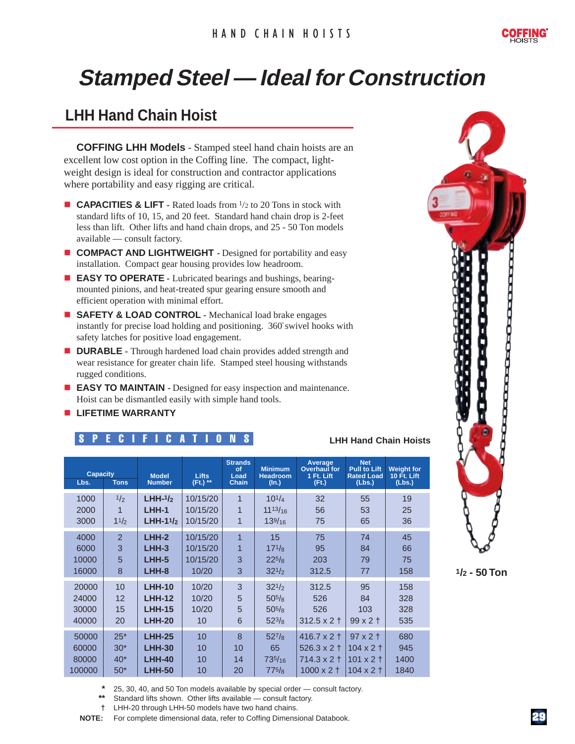# Stamped Steel — Ideal for Construction

## LHH Hand Chain Hoist

**COFFING LHH Models** - Stamped steel hand chain hoists are an excellent low cost option in the Coffing line. The compact, lightweight design is ideal for construction and contractor applications where portability and easy rigging are critical.

- **CAPACITIES & LIFT** - Rated loads from 1/2 to 20 Tons in stock with standard lifts of 10, 15, and 20 feet. Standard hand chain drop is 2-feet less than lift. Other lifts and hand chain drops, and 25 - 50 Ton models available — consult factory.
- **COMPACT AND LIGHTWEIGHT** - Designed for portability and easy installation. Compact gear housing provides low headroom.
- **EASY TO OPERATE** - Lubricated bearings and bushings, bearing-mounted pinions, and heat-treated spur gearing ensure smooth and efficient operation with minimal effort.
- **SAFETY & LOAD CONTROL** - Mechanical load brake engages instantly for precise load holding and positioning. 360° swivel hooks with safety latches for positive load engagement.
- **DURABLE** - Through hardened load chain provides added strength and wear resistance for greater chain life. Stamped steel housing withstands rugged conditions.
- **EASY TO MAINTAIN** - Designed for easy inspection and maintenance. Hoist can be dismantled easily with simple hand tools.
- **LIFETIME WARRANTY**

1/2 - 50 Ton

## SPECIFICATIONS

**LHH Hand Chain Hoists**

| Capacity | | Model Number | Lifts (Ft.) ** | Strands of Load Chain | Minimum Headroom (In.) | Average Overhaul for 1 Ft. Lift (Ft.) | Net Pull to Lift Rated Load (Lbs.) | Weight for 10 Ft. Lift (Lbs.) |
|---|---|---|---|---|---|---|---|---|
| Lbs. | Tons | | | | | | | |
| 1000 | 1/2 | LHH-1/2 | 10/15/20 | 1 | 10 1/4 | 32 | 55 | 19 |
| 2000 | 1 | LHH-1 | 10/15/20 | 1 | 11 13/16 | 56 | 53 | 25 |
| 3000 | 1 1/2 | LHH-1 1/2 | 10/15/20 | 1 | 13 9/16 | 75 | 65 | 36 |
| 4000 | 2 | LHH-2 | 10/15/20 | 1 | 15 | 75 | 74 | 45 |
| 6000 | 3 | LHH-3 | 10/15/20 | 1 | 17 1/8 | 95 | 84 | 66 |
| 10000 | 5 | LHH-5 | 10/15/20 | 3 | 22 5/8 | 203 | 79 | 75 |
| 16000 | 8 | LHH-8 | 10/20 | 3 | 32 1/2 | 312.5 | 77 | 158 |
| 20000 | 10 | LHH-10 | 10/20 | 3 | 32 1/2 | 312.5 | 95 | 158 |
| 24000 | 12 | LHH-12 | 10/20 | 5 | 50 5/8 | 526 | 84 | 328 |
| 30000 | 15 | LHH-15 | 10/20 | 5 | 50 5/8 | 526 | 103 | 328 |
| 40000 | 20 | LHH-20 | 10 | 6 | 52 3/8 | 312.5 x 2 † | 99 x 2 † | 535 |
| 50000 | 25* | LHH-25 | 10 | 8 | 52 7/8 | 416.7 x 2 † | 97 x 2 † | 680 |
| 60000 | 30* | LHH-30 | 10 | 10 | 65 | 526.3 x 2 † | 104 x 2 † | 945 |
| 80000 | 40* | LHH-40 | 10 | 14 | 73 5/16 | 714.3 x 2 † | 101 x 2 † | 1400 |
| 100000 | 50* | LHH-50 | 10 | 20 | 77 5/8 | 1000 x 2 † | 104 x 2 † | 1840 |

\* 25, 30, 40, and 50 Ton models available by special order — consult factory.
** Standard lifts shown. Other lifts available — consult factory.
† LHH-20 through LHH-50 models have two hand chains.
**NOTE:** For complete dimensional data, refer to Coffing Dimensional Databook.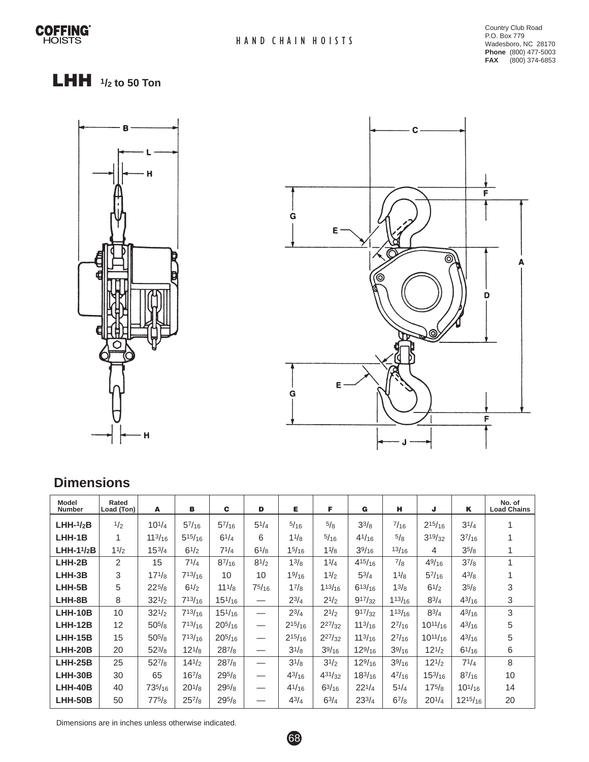# LHH $^{1}/_{2}$ to 50 Ton

HAND CHAIN HOISTS

Country Club Road
P.O. Box 779
Wadesboro, NC 28170
**Phone** (800) 477-5003
**FAX** (800) 374-6853

B
L
H
H
C
G
E
F
A
D
E
G
F
J

## Dimensions

| Model Number | Rated Load (Ton) | A | B | C | D | E | F | G | H | J | K | No. of Load Chains |
|---|---|---|---|---|---|---|---|---|---|---|---|---|
| **LHH-1/2B** | 1/2 | 10 1/4 | 5 7/16 | 5 7/16 | 5 1/4 | 5/16 | 5/8 | 3 3/8 | 7/16 | 2 15/16 | 3 1/4 | 1 |
| **LHH-1B** | 1 | 11 3/16 | 5 15/16 | 6 1/4 | 6 | 1 1/8 | 5/16 | 4 1/16 | 5/8 | 3 19/32 | 3 7/16 | 1 |
| **LHH-1 1/2B** | 1 1/2 | 15 3/4 | 6 1/2 | 7 1/4 | 6 1/8 | 1 5/16 | 1 1/8 | 3 9/16 | 13/16 | 4 | 3 5/8 | 1 |
| **LHH-2B** | 2 | 15 | 7 1/4 | 8 7/16 | 8 1/2 | 1 3/8 | 1 1/4 | 4 15/16 | 7/8 | 4 9/16 | 3 7/8 | 1 |
| **LHH-3B** | 3 | 17 1/8 | 7 13/16 | 10 | 10 | 1 9/16 | 1 1/2 | 5 3/4 | 1 1/8 | 5 7/16 | 4 3/8 | 1 |
| **LHH-5B** | 5 | 22 5/8 | 6 1/2 | 11 1/8 | 7 5/16 | 1 7/8 | 1 13/16 | 6 13/16 | 1 3/8 | 6 1/2 | 3 5/8 | 3 |
| **LHH-8B** | 8 | 32 1/2 | 7 13/16 | 15 1/16 | — | 2 3/4 | 2 1/2 | 9 17/32 | 1 13/16 | 8 3/4 | 4 3/16 | 3 |
| **LHH-10B** | 10 | 32 1/2 | 7 13/16 | 15 1/16 | — | 2 3/4 | 2 1/2 | 9 17/32 | 1 13/16 | 8 3/4 | 4 3/16 | 3 |
| **LHH-12B** | 12 | 50 5/8 | 7 13/16 | 20 5/16 | — | 2 15/16 | 2 27/32 | 11 3/16 | 2 7/16 | 10 11/16 | 4 3/16 | 5 |
| **LHH-15B** | 15 | 50 5/8 | 7 13/16 | 20 5/16 | — | 2 15/16 | 2 27/32 | 11 3/16 | 2 7/16 | 10 11/16 | 4 3/16 | 5 |
| **LHH-20B** | 20 | 52 3/8 | 12 1/8 | 28 7/8 | — | 3 1/8 | 3 9/16 | 12 9/16 | 3 9/16 | 12 1/2 | 6 1/16 | 6 |
| **LHH-25B** | 25 | 52 7/8 | 14 1/2 | 28 7/8 | — | 3 1/8 | 3 1/2 | 12 9/16 | 3 9/16 | 12 1/2 | 7 1/4 | 8 |
| **LHH-30B** | 30 | 65 | 16 7/8 | 29 5/8 | — | 4 3/16 | 4 31/32 | 18 3/16 | 4 7/16 | 15 3/16 | 8 7/16 | 10 |
| **LHH-40B** | 40 | 73 5/16 | 20 1/8 | 29 5/8 | — | 4 1/16 | 6 3/16 | 22 1/4 | 5 1/4 | 17 5/8 | 10 1/16 | 14 |
| **LHH-50B** | 50 | 77 5/8 | 25 7/8 | 29 5/8 | — | 4 3/4 | 6 3/4 | 23 3/4 | 6 7/8 | 20 1/4 | 12 15/16 | 20 |

Dimensions are in inches unless otherwise indicated.